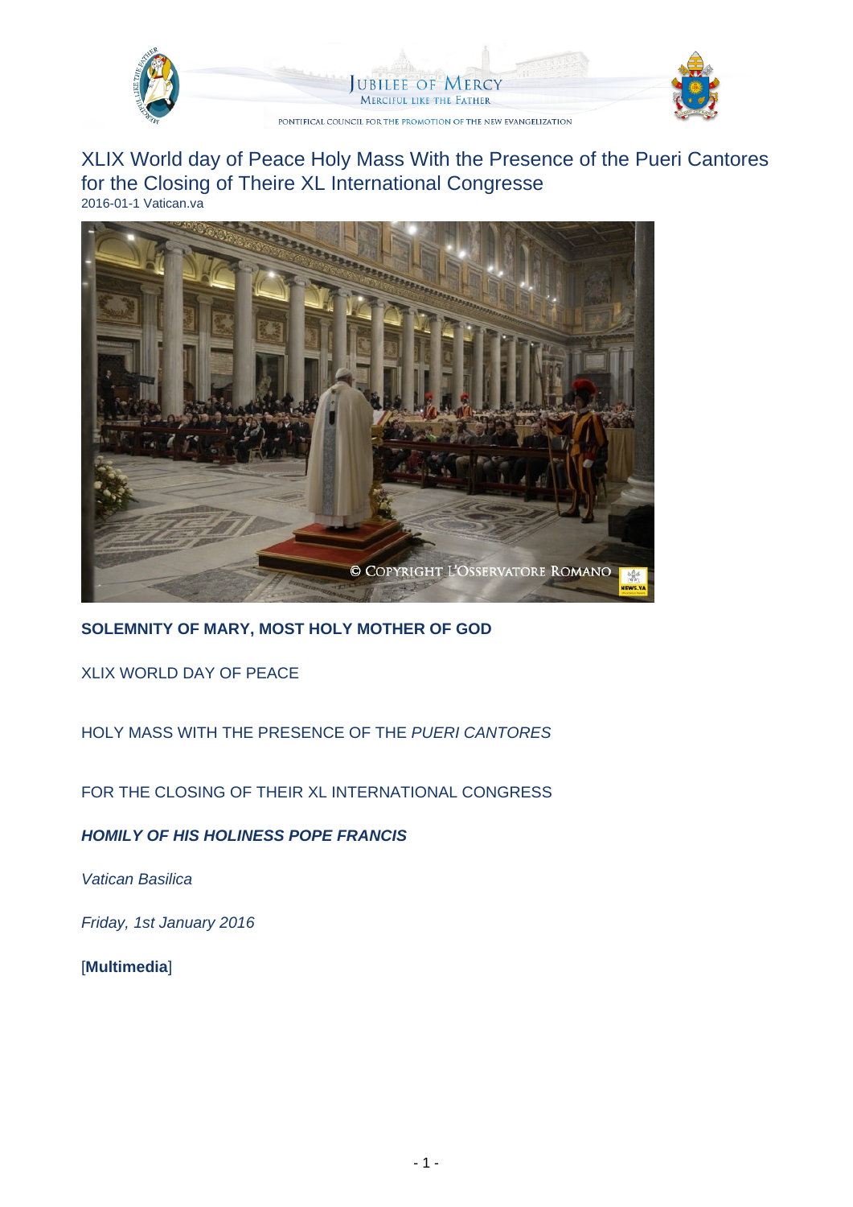# XLIX World day of Peace Holy Mass With the Presence of the Pueri Cantores for the Closing of Theire XL International Congresse

2016-01-1 Vatican.va

**SOLEMNITY OF MARY, MOST HOLY MOTHER OF GOD**

XLIX WORLD DAY OF PEACE

HOLY MASS WITH THE PRESENCE OF THE *PUERI CANTORES*

FOR THE CLOSING OF THEIR XL INTERNATIONAL CONGRESS

***HOMILY OF HIS HOLINESS POPE FRANCIS***

*Vatican Basilica*

*Friday, 1st January 2016*

[**Multimedia**]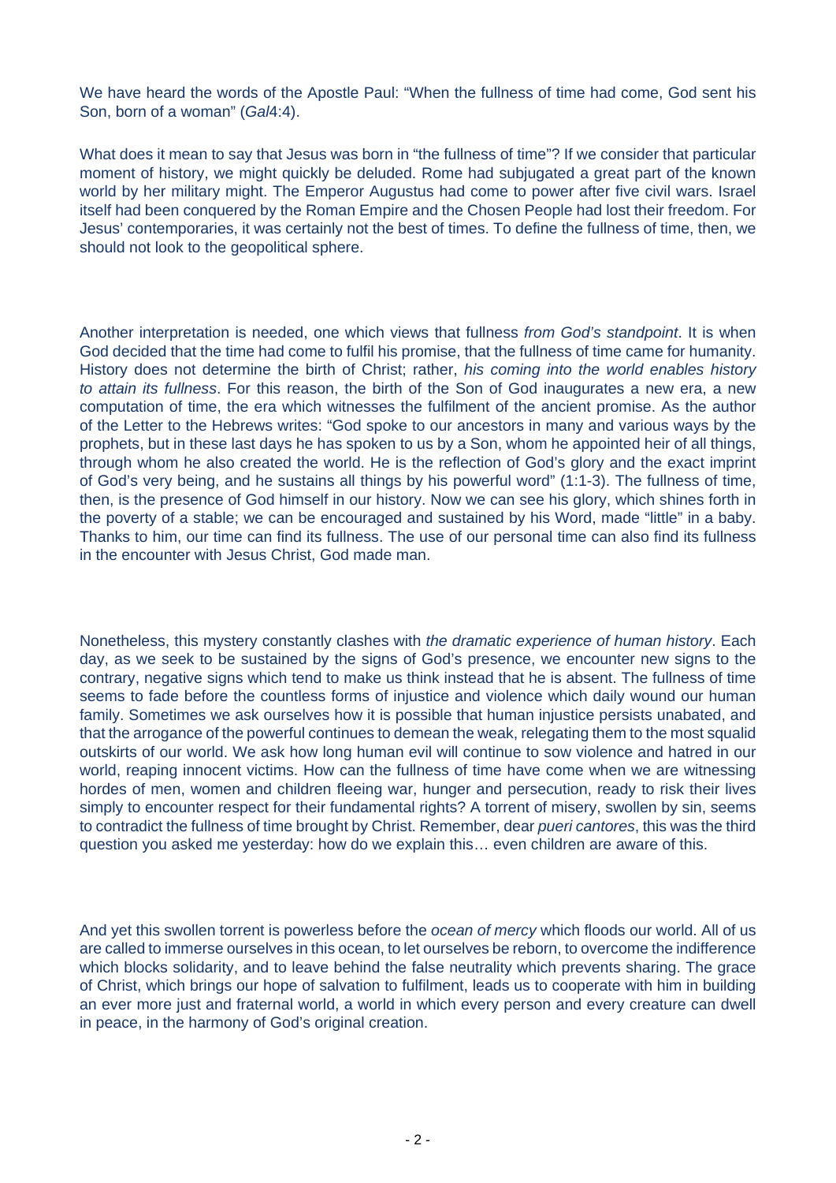We have heard the words of the Apostle Paul: "When the fullness of time had come, God sent his Son, born of a woman" (*Gal*4:4).

What does it mean to say that Jesus was born in "the fullness of time"? If we consider that particular moment of history, we might quickly be deluded. Rome had subjugated a great part of the known world by her military might. The Emperor Augustus had come to power after five civil wars. Israel itself had been conquered by the Roman Empire and the Chosen People had lost their freedom. For Jesus' contemporaries, it was certainly not the best of times. To define the fullness of time, then, we should not look to the geopolitical sphere.

Another interpretation is needed, one which views that fullness *from God's standpoint*. It is when God decided that the time had come to fulfil his promise, that the fullness of time came for humanity. History does not determine the birth of Christ; rather, *his coming into the world enables history to attain its fullness*. For this reason, the birth of the Son of God inaugurates a new era, a new computation of time, the era which witnesses the fulfilment of the ancient promise. As the author of the Letter to the Hebrews writes: "God spoke to our ancestors in many and various ways by the prophets, but in these last days he has spoken to us by a Son, whom he appointed heir of all things, through whom he also created the world. He is the reflection of God's glory and the exact imprint of God's very being, and he sustains all things by his powerful word" (1:1-3). The fullness of time, then, is the presence of God himself in our history. Now we can see his glory, which shines forth in the poverty of a stable; we can be encouraged and sustained by his Word, made "little" in a baby. Thanks to him, our time can find its fullness. The use of our personal time can also find its fullness in the encounter with Jesus Christ, God made man.

Nonetheless, this mystery constantly clashes with *the dramatic experience of human history*. Each day, as we seek to be sustained by the signs of God's presence, we encounter new signs to the contrary, negative signs which tend to make us think instead that he is absent. The fullness of time seems to fade before the countless forms of injustice and violence which daily wound our human family. Sometimes we ask ourselves how it is possible that human injustice persists unabated, and that the arrogance of the powerful continues to demean the weak, relegating them to the most squalid outskirts of our world. We ask how long human evil will continue to sow violence and hatred in our world, reaping innocent victims. How can the fullness of time have come when we are witnessing hordes of men, women and children fleeing war, hunger and persecution, ready to risk their lives simply to encounter respect for their fundamental rights? A torrent of misery, swollen by sin, seems to contradict the fullness of time brought by Christ. Remember, dear *pueri cantores*, this was the third question you asked me yesterday: how do we explain this… even children are aware of this.

And yet this swollen torrent is powerless before the *ocean of mercy* which floods our world. All of us are called to immerse ourselves in this ocean, to let ourselves be reborn, to overcome the indifference which blocks solidarity, and to leave behind the false neutrality which prevents sharing. The grace of Christ, which brings our hope of salvation to fulfilment, leads us to cooperate with him in building an ever more just and fraternal world, a world in which every person and every creature can dwell in peace, in the harmony of God's original creation.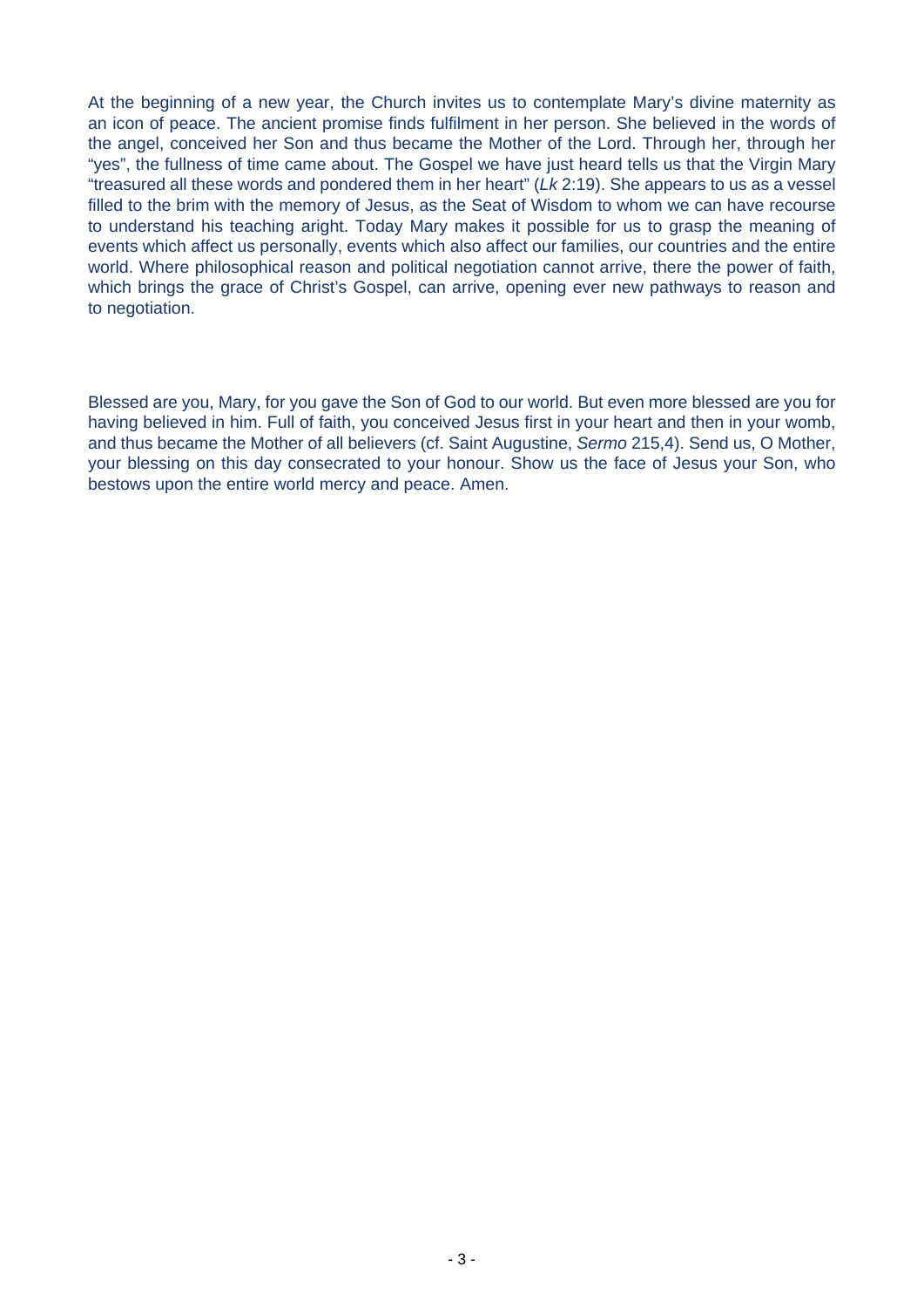At the beginning of a new year, the Church invites us to contemplate Mary's divine maternity as an icon of peace. The ancient promise finds fulfilment in her person. She believed in the words of the angel, conceived her Son and thus became the Mother of the Lord. Through her, through her "yes", the fullness of time came about. The Gospel we have just heard tells us that the Virgin Mary "treasured all these words and pondered them in her heart" (*Lk* 2:19). She appears to us as a vessel filled to the brim with the memory of Jesus, as the Seat of Wisdom to whom we can have recourse to understand his teaching aright. Today Mary makes it possible for us to grasp the meaning of events which affect us personally, events which also affect our families, our countries and the entire world. Where philosophical reason and political negotiation cannot arrive, there the power of faith, which brings the grace of Christ's Gospel, can arrive, opening ever new pathways to reason and to negotiation.

Blessed are you, Mary, for you gave the Son of God to our world. But even more blessed are you for having believed in him. Full of faith, you conceived Jesus first in your heart and then in your womb, and thus became the Mother of all believers (cf. Saint Augustine, *Sermo* 215,4). Send us, O Mother, your blessing on this day consecrated to your honour. Show us the face of Jesus your Son, who bestows upon the entire world mercy and peace. Amen.